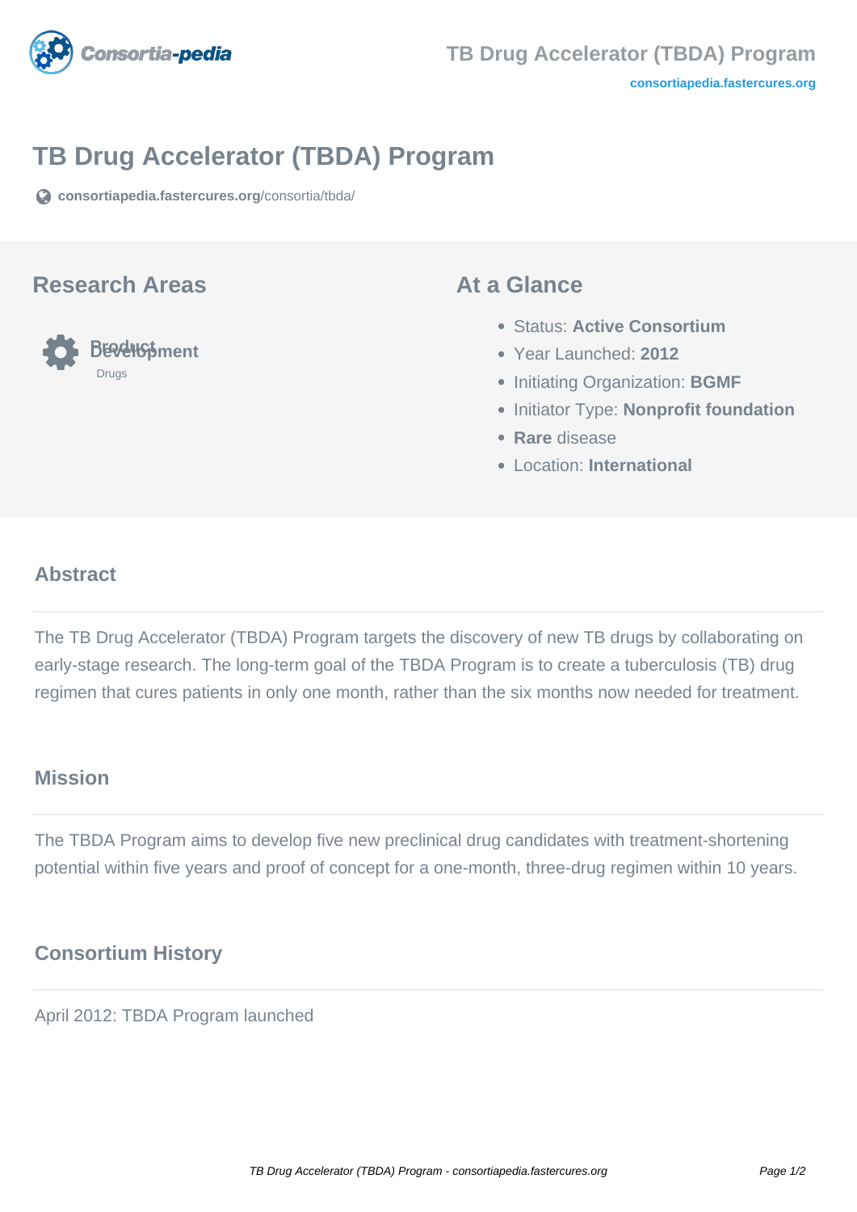# TB Drug Accelerator (TBDA) Program

consortiapedia.fastercures.org/consortia/tbda/

## Research Areas

Product Development

Drugs

## At a Glance

- Status: **Active Consortium**
- Year Launched: **2012**
- Initiating Organization: **BGMF**
- Initiator Type: **Nonprofit foundation**
- **Rare** disease
- Location: **International**

## Abstract

The TB Drug Accelerator (TBDA) Program targets the discovery of new TB drugs by collaborating on early-stage research. The long-term goal of the TBDA Program is to create a tuberculosis (TB) drug regimen that cures patients in only one month, rather than the six months now needed for treatment.

## Mission

The TBDA Program aims to develop five new preclinical drug candidates with treatment-shortening potential within five years and proof of concept for a one-month, three-drug regimen within 10 years.

## Consortium History

April 2012: TBDA Program launched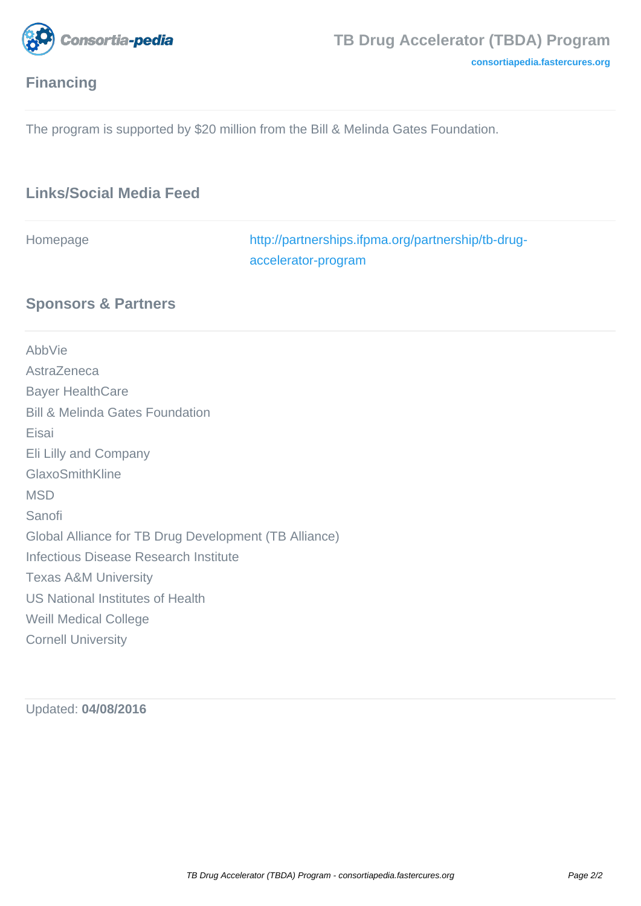## Financing

The program is supported by $20 million from the Bill & Melinda Gates Foundation.

## Links/Social Media Feed

| | |
|---|---|
| Homepage | http://partnerships.ifpma.org/partnership/tb-drug-accelerator-program |

## Sponsors & Partners

AbbVie
AstraZeneca
Bayer HealthCare
Bill & Melinda Gates Foundation
Eisai
Eli Lilly and Company
GlaxoSmithKline
MSD
Sanofi
Global Alliance for TB Drug Development (TB Alliance)
Infectious Disease Research Institute
Texas A&M University
US National Institutes of Health
Weill Medical College
Cornell University

Updated: **04/08/2016**